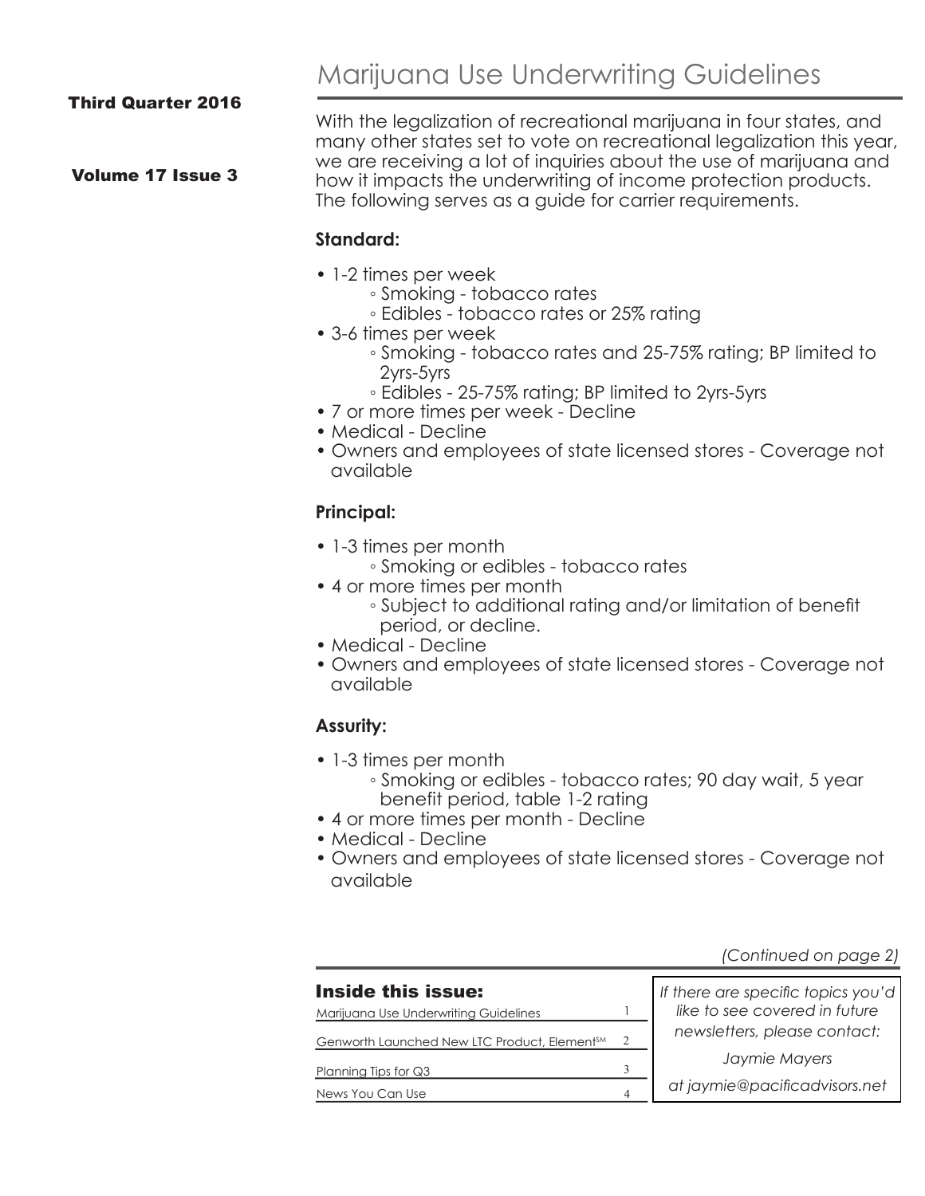# Marijuana Use Underwriting Guidelines

**Third Quarter 2016**

**Volume 17 Issue 3**

With the legalization of recreational marijuana in four states, and many other states set to vote on recreational legalization this year, we are receiving a lot of inquiries about the use of marijuana and how it impacts the underwriting of income protection products. The following serves as a guide for carrier requirements.

**Standard:**

- 1-2 times per week
    - Smoking - tobacco rates
    - Edibles - tobacco rates or 25% rating
- 3-6 times per week
    - Smoking - tobacco rates and 25-75% rating; BP limited to 2yrs-5yrs
    - Edibles - 25-75% rating; BP limited to 2yrs-5yrs
- 7 or more times per week - Decline
- Medical - Decline
- Owners and employees of state licensed stores - Coverage not available

**Principal:**

- 1-3 times per month
    - Smoking or edibles - tobacco rates
- 4 or more times per month
    - Subject to additional rating and/or limitation of benefit period, or decline.
- Medical - Decline
- Owners and employees of state licensed stores - Coverage not available

**Assurity:**

- 1-3 times per month
    - Smoking or edibles - tobacco rates; 90 day wait, 5 year benefit period, table 1-2 rating
- 4 or more times per month - Decline
- Medical - Decline
- Owners and employees of state licensed stores - Coverage not available

*(Continued on page 2)*

**Inside this issue:**

| | |
|---|---|
| Marijuana Use Underwriting Guidelines | 1 |
| Genworth Launched New LTC Product, Element℠ | 2 |
| Planning Tips for Q3 | 3 |
| News You Can Use | 4 |

*If there are specific topics you'd like to see covered in future newsletters, please contact:*

*Jaymie Mayers*

*at jaymie@pacificadvisors.net*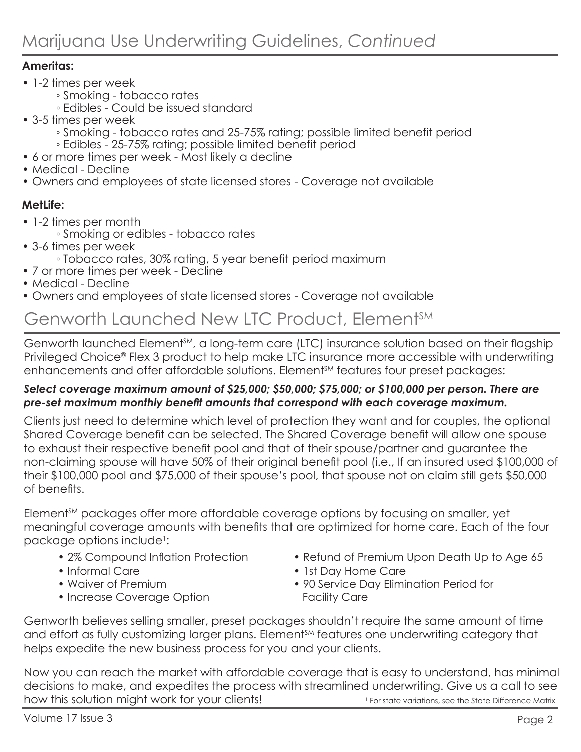# Marijuana Use Underwriting Guidelines, *Continued*

**Ameritas:**

- 1-2 times per week
  - Smoking - tobacco rates
  - Edibles - Could be issued standard
- 3-5 times per week
  - Smoking - tobacco rates and 25-75% rating; possible limited benefit period
  - Edibles - 25-75% rating; possible limited benefit period
- 6 or more times per week - Most likely a decline
- Medical - Decline
- Owners and employees of state licensed stores - Coverage not available

**MetLife:**

- 1-2 times per month
  - Smoking or edibles - tobacco rates
- 3-6 times per week
  - Tobacco rates, 30% rating, 5 year benefit period maximum
- 7 or more times per week - Decline
- Medical - Decline
- Owners and employees of state licensed stores - Coverage not available

# Genworth Launched New LTC Product, Element℠

Genworth launched Element℠, a long-term care (LTC) insurance solution based on their flagship Privileged Choice® Flex 3 product to help make LTC insurance more accessible with underwriting enhancements and offer affordable solutions. Element℠ features four preset packages:

***Select coverage maximum amount of $25,000; $50,000; $75,000; or $100,000 per person. There are pre-set maximum monthly benefit amounts that correspond with each coverage maximum.***

Clients just need to determine which level of protection they want and for couples, the optional Shared Coverage benefit can be selected. The Shared Coverage benefit will allow one spouse to exhaust their respective benefit pool and that of their spouse/partner and guarantee the non-claiming spouse will have 50% of their original benefit pool (i.e., If an insured used $100,000 of their $100,000 pool and $75,000 of their spouse's pool, that spouse not on claim still gets $50,000 of benefits.

Element℠ packages offer more affordable coverage options by focusing on smaller, yet meaningful coverage amounts with benefits that are optimized for home care. Each of the four package options include[1]:

- 2% Compound Inflation Protection
- Informal Care
- Waiver of Premium
- Increase Coverage Option
- Refund of Premium Upon Death Up to Age 65
- 1st Day Home Care
- 90 Service Day Elimination Period for Facility Care

Genworth believes selling smaller, preset packages shouldn't require the same amount of time and effort as fully customizing larger plans. Element℠ features one underwriting category that helps expedite the new business process for you and your clients.

Now you can reach the market with affordable coverage that is easy to understand, has minimal decisions to make, and expedites the process with streamlined underwriting. Give us a call to see how this solution might work for your clients!

[1] For state variations, see the State Difference Matrix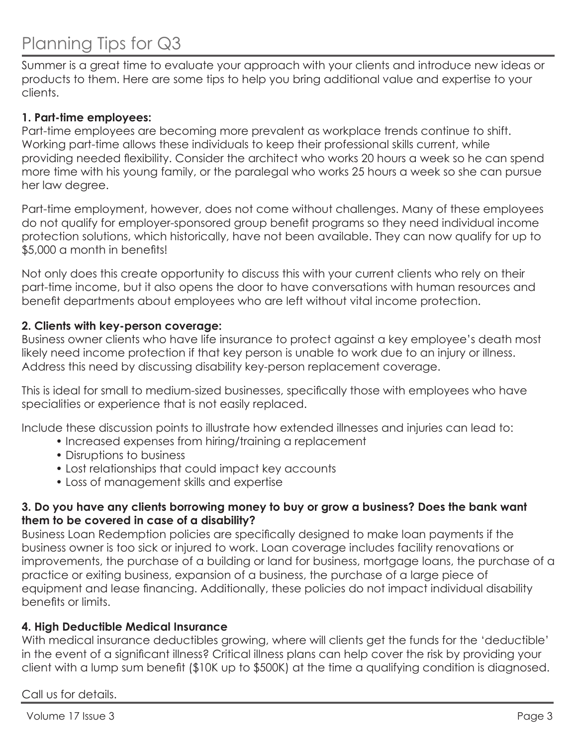# Planning Tips for Q3

Summer is a great time to evaluate your approach with your clients and introduce new ideas or products to them. Here are some tips to help you bring additional value and expertise to your clients.

**1. Part-time employees:**

Part-time employees are becoming more prevalent as workplace trends continue to shift. Working part-time allows these individuals to keep their professional skills current, while providing needed flexibility. Consider the architect who works 20 hours a week so he can spend more time with his young family, or the paralegal who works 25 hours a week so she can pursue her law degree.

Part-time employment, however, does not come without challenges. Many of these employees do not qualify for employer-sponsored group benefit programs so they need individual income protection solutions, which historically, have not been available. They can now qualify for up to $5,000 a month in benefits!

Not only does this create opportunity to discuss this with your current clients who rely on their part-time income, but it also opens the door to have conversations with human resources and benefit departments about employees who are left without vital income protection.

**2. Clients with key-person coverage:**

Business owner clients who have life insurance to protect against a key employee's death most likely need income protection if that key person is unable to work due to an injury or illness. Address this need by discussing disability key-person replacement coverage.

This is ideal for small to medium-sized businesses, specifically those with employees who have specialities or experience that is not easily replaced.

Include these discussion points to illustrate how extended illnesses and injuries can lead to:

- Increased expenses from hiring/training a replacement
- Disruptions to business
- Lost relationships that could impact key accounts
- Loss of management skills and expertise

**3. Do you have any clients borrowing money to buy or grow a business? Does the bank want them to be covered in case of a disability?**

Business Loan Redemption policies are specifically designed to make loan payments if the business owner is too sick or injured to work. Loan coverage includes facility renovations or improvements, the purchase of a building or land for business, mortgage loans, the purchase of a practice or exiting business, expansion of a business, the purchase of a large piece of equipment and lease financing. Additionally, these policies do not impact individual disability benefits or limits.

**4. High Deductible Medical Insurance**

With medical insurance deductibles growing, where will clients get the funds for the 'deductible' in the event of a significant illness? Critical illness plans can help cover the risk by providing your client with a lump sum benefit ($10K up to $500K) at the time a qualifying condition is diagnosed.

Call us for details.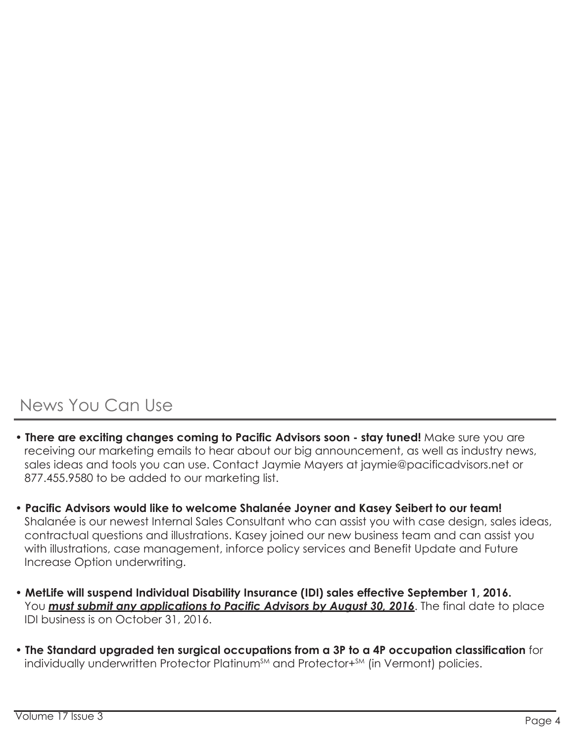## News You Can Use

- **There are exciting changes coming to Pacific Advisors soon - stay tuned!** Make sure you are receiving our marketing emails to hear about our big announcement, as well as industry news, sales ideas and tools you can use. Contact Jaymie Mayers at jaymie@pacificadvisors.net or 877.455.9580 to be added to our marketing list.

- **Pacific Advisors would like to welcome Shalanée Joyner and Kasey Seibert to our team!** Shalanée is our newest Internal Sales Consultant who can assist you with case design, sales ideas, contractual questions and illustrations. Kasey joined our new business team and can assist you with illustrations, case management, inforce policy services and Benefit Update and Future Increase Option underwriting.

- **MetLife will suspend Individual Disability Insurance (IDI) sales effective September 1, 2016.** You ***must submit any applications to Pacific Advisors by August 30, 2016***. The final date to place IDI business is on October 31, 2016.

- **The Standard upgraded ten surgical occupations from a 3P to a 4P occupation classification** for individually underwritten Protector Platinum℠ and Protector+℠ (in Vermont) policies.